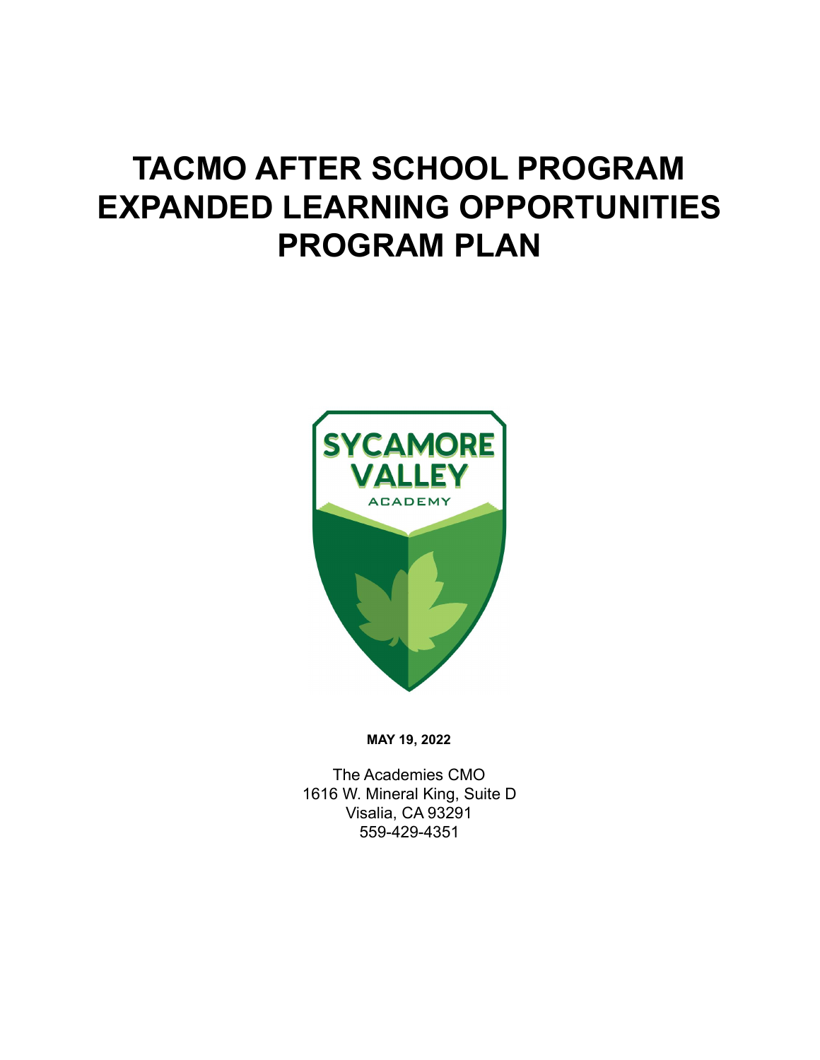# TACMO AFTER SCHOOL PROGRAM EXPANDED LEARNING OPPORTUNITIES PROGRAM PLAN

**MAY 19, 2022**

The Academies CMO
1616 W. Mineral King, Suite D
Visalia, CA 93291
559-429-4351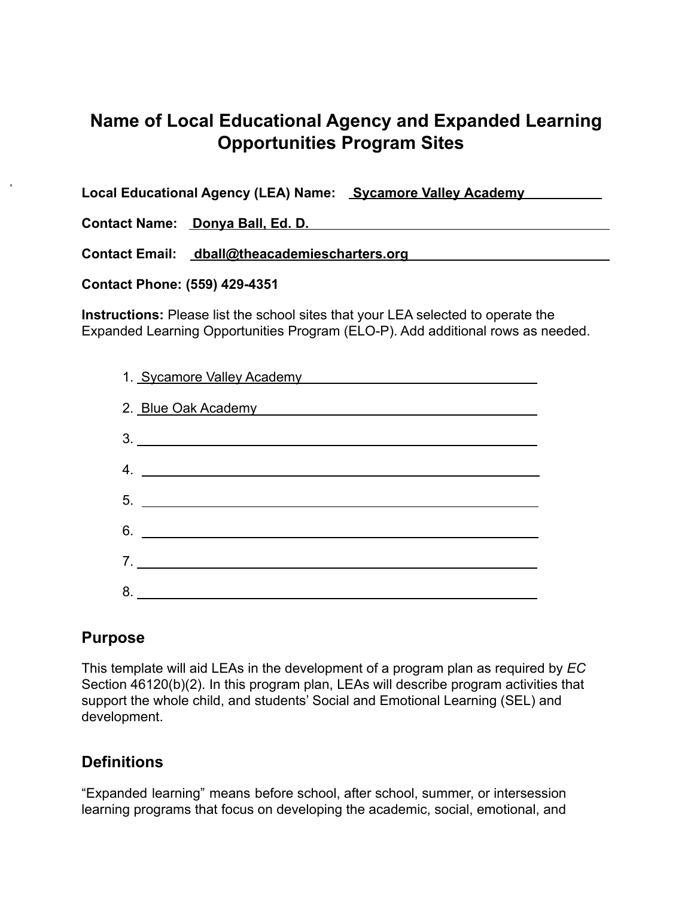# Name of Local Educational Agency and Expanded Learning Opportunities Program Sites

**Local Educational Agency (LEA) Name:** Sycamore Valley Academy

**Contact Name:** Donya Ball, Ed. D.

**Contact Email:** dball@theacademiescharters.org

**Contact Phone:** (559) 429-4351

**Instructions:** Please list the school sites that your LEA selected to operate the Expanded Learning Opportunities Program (ELO-P). Add additional rows as needed.

1. Sycamore Valley Academy
2. Blue Oak Academy
3. 
4. 
5. 
6. 
7. 
8. 

## Purpose

This template will aid LEAs in the development of a program plan as required by *EC* Section 46120(b)(2). In this program plan, LEAs will describe program activities that support the whole child, and students' Social and Emotional Learning (SEL) and development.

## Definitions

"Expanded learning" means before school, after school, summer, or intersession learning programs that focus on developing the academic, social, emotional, and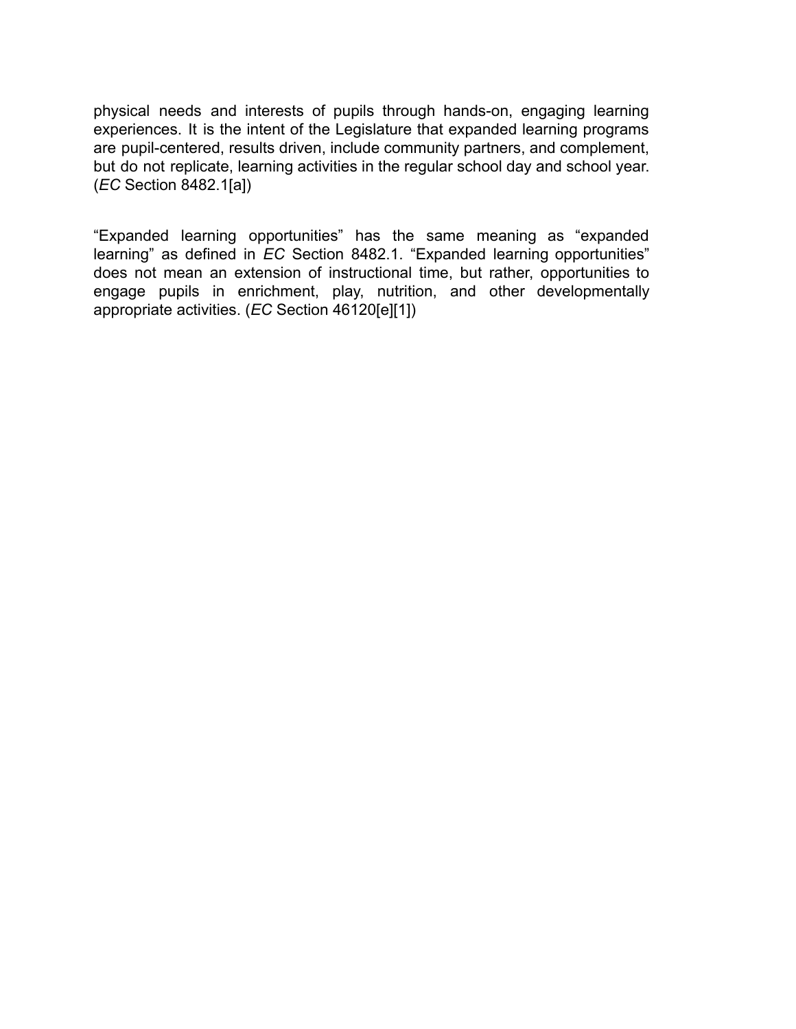physical needs and interests of pupils through hands-on, engaging learning experiences. It is the intent of the Legislature that expanded learning programs are pupil-centered, results driven, include community partners, and complement, but do not replicate, learning activities in the regular school day and school year. (*EC* Section 8482.1[a])

"Expanded learning opportunities" has the same meaning as "expanded learning" as defined in *EC* Section 8482.1. "Expanded learning opportunities" does not mean an extension of instructional time, but rather, opportunities to engage pupils in enrichment, play, nutrition, and other developmentally appropriate activities. (*EC* Section 46120[e][1])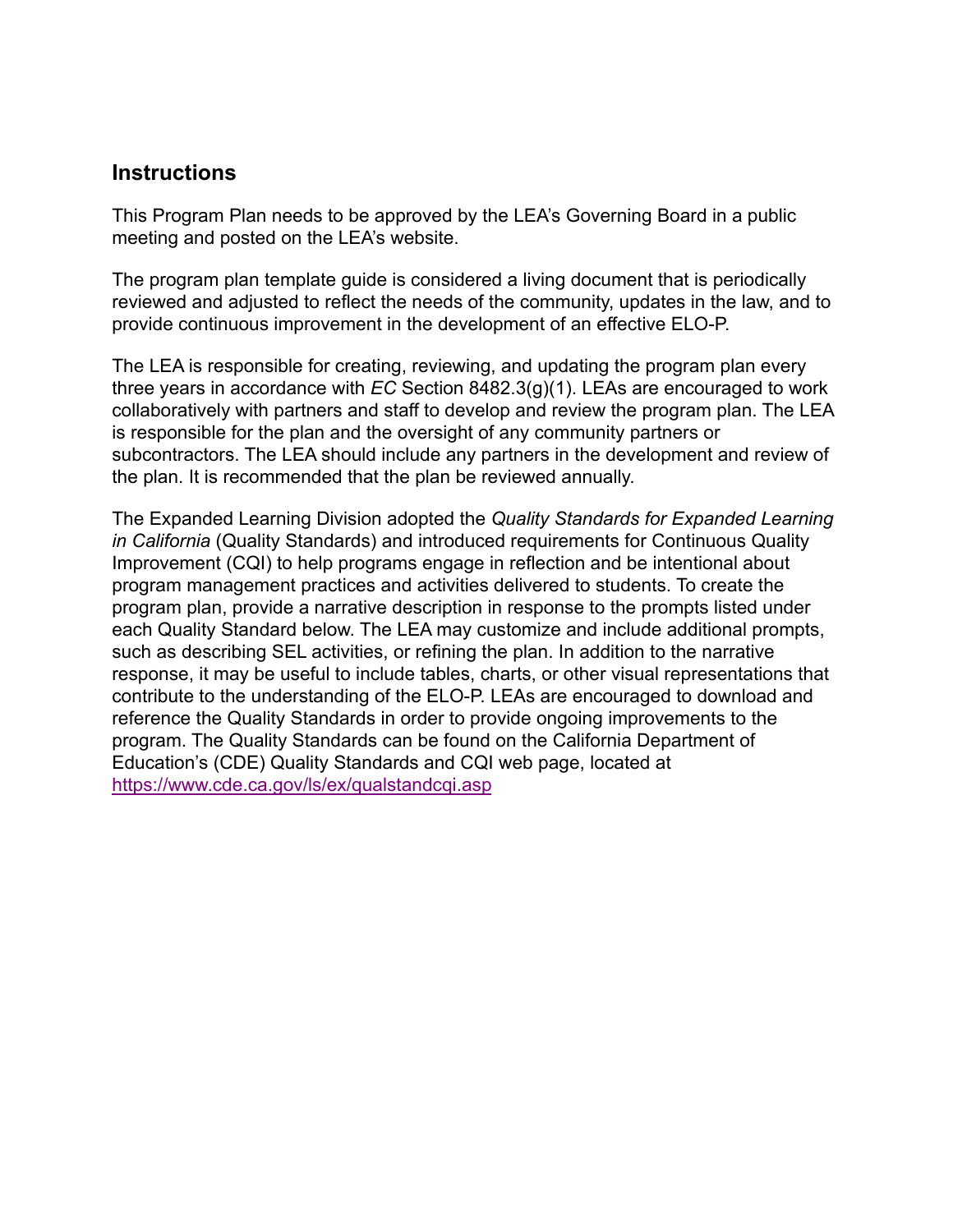## Instructions

This Program Plan needs to be approved by the LEA's Governing Board in a public meeting and posted on the LEA's website.

The program plan template guide is considered a living document that is periodically reviewed and adjusted to reflect the needs of the community, updates in the law, and to provide continuous improvement in the development of an effective ELO-P.

The LEA is responsible for creating, reviewing, and updating the program plan every three years in accordance with *EC* Section 8482.3(g)(1). LEAs are encouraged to work collaboratively with partners and staff to develop and review the program plan. The LEA is responsible for the plan and the oversight of any community partners or subcontractors. The LEA should include any partners in the development and review of the plan. It is recommended that the plan be reviewed annually.

The Expanded Learning Division adopted the *Quality Standards for Expanded Learning in California* (Quality Standards) and introduced requirements for Continuous Quality Improvement (CQI) to help programs engage in reflection and be intentional about program management practices and activities delivered to students. To create the program plan, provide a narrative description in response to the prompts listed under each Quality Standard below. The LEA may customize and include additional prompts, such as describing SEL activities, or refining the plan. In addition to the narrative response, it may be useful to include tables, charts, or other visual representations that contribute to the understanding of the ELO-P. LEAs are encouraged to download and reference the Quality Standards in order to provide ongoing improvements to the program. The Quality Standards can be found on the California Department of Education's (CDE) Quality Standards and CQI web page, located at [https://www.cde.ca.gov/ls/ex/qualstandcqi.asp](https://www.cde.ca.gov/ls/ex/qualstandcqi.asp)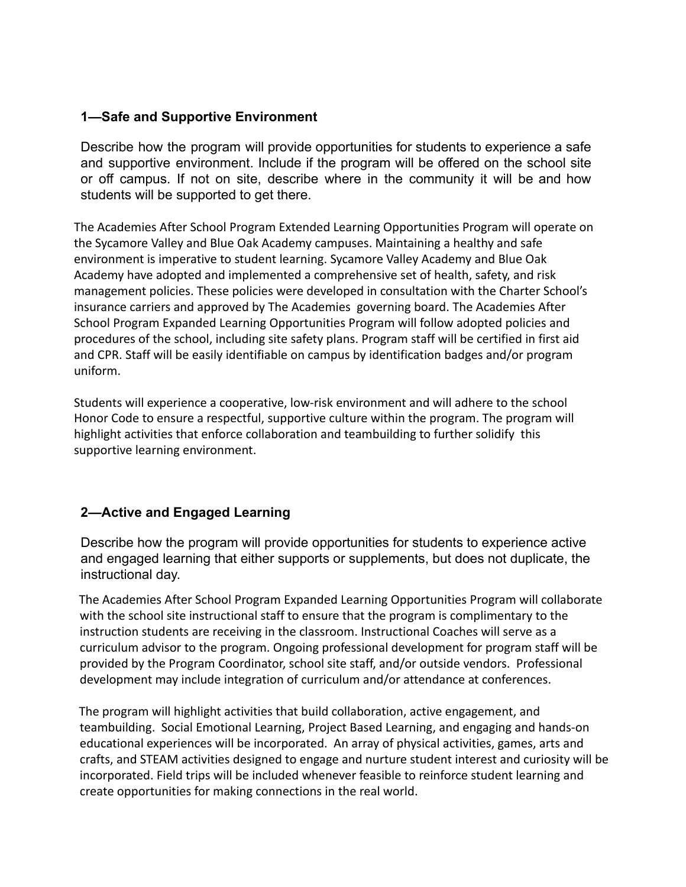## 1—Safe and Supportive Environment

Describe how the program will provide opportunities for students to experience a safe and supportive environment. Include if the program will be offered on the school site or off campus. If not on site, describe where in the community it will be and how students will be supported to get there.

The Academies After School Program Extended Learning Opportunities Program will operate on the Sycamore Valley and Blue Oak Academy campuses. Maintaining a healthy and safe environment is imperative to student learning. Sycamore Valley Academy and Blue Oak Academy have adopted and implemented a comprehensive set of health, safety, and risk management policies. These policies were developed in consultation with the Charter School's insurance carriers and approved by The Academies governing board. The Academies After School Program Expanded Learning Opportunities Program will follow adopted policies and procedures of the school, including site safety plans. Program staff will be certified in first aid and CPR. Staff will be easily identifiable on campus by identification badges and/or program uniform.

Students will experience a cooperative, low-risk environment and will adhere to the school Honor Code to ensure a respectful, supportive culture within the program. The program will highlight activities that enforce collaboration and teambuilding to further solidify this supportive learning environment.

## 2—Active and Engaged Learning

Describe how the program will provide opportunities for students to experience active and engaged learning that either supports or supplements, but does not duplicate, the instructional day.

The Academies After School Program Expanded Learning Opportunities Program will collaborate with the school site instructional staff to ensure that the program is complimentary to the instruction students are receiving in the classroom. Instructional Coaches will serve as a curriculum advisor to the program. Ongoing professional development for program staff will be provided by the Program Coordinator, school site staff, and/or outside vendors. Professional development may include integration of curriculum and/or attendance at conferences.

The program will highlight activities that build collaboration, active engagement, and teambuilding. Social Emotional Learning, Project Based Learning, and engaging and hands-on educational experiences will be incorporated. An array of physical activities, games, arts and crafts, and STEAM activities designed to engage and nurture student interest and curiosity will be incorporated. Field trips will be included whenever feasible to reinforce student learning and create opportunities for making connections in the real world.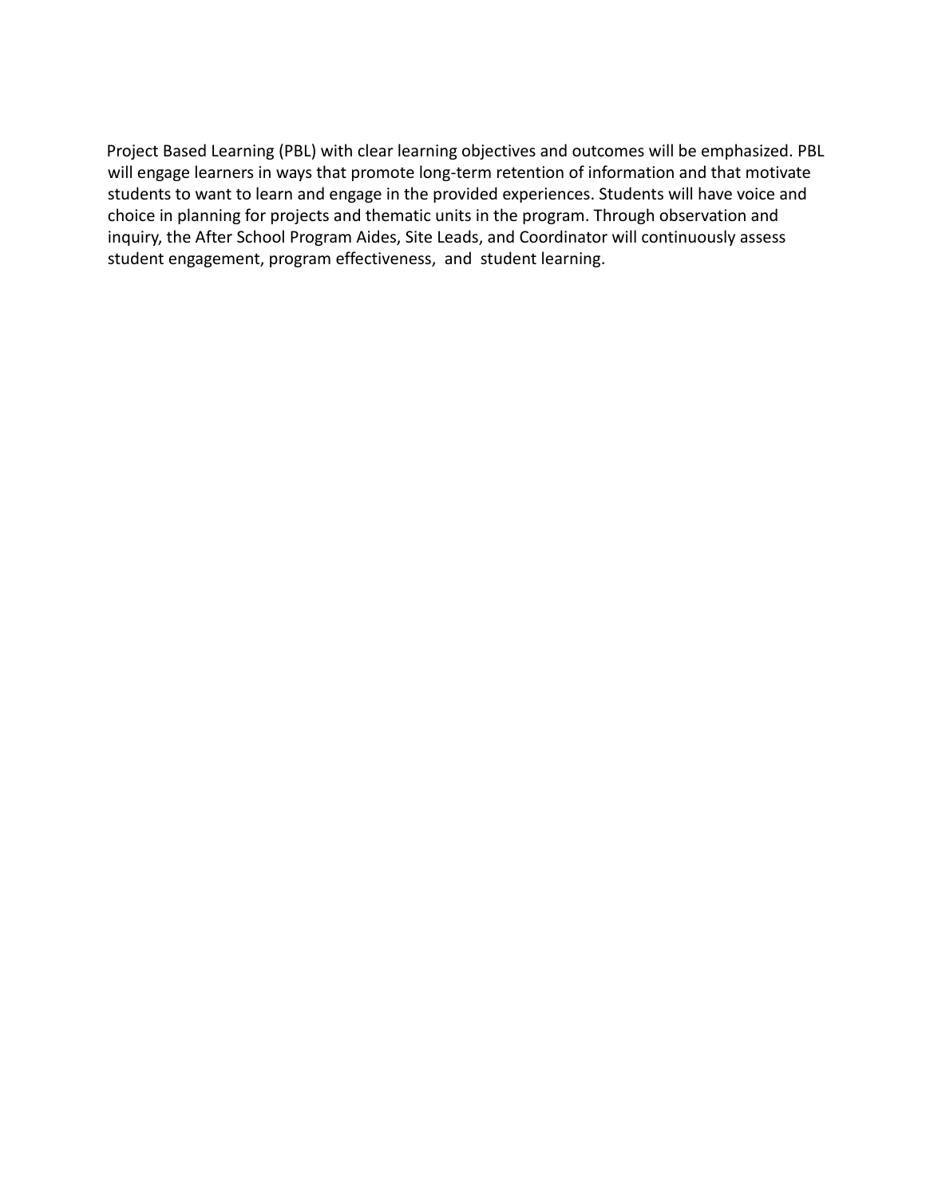Project Based Learning (PBL) with clear learning objectives and outcomes will be emphasized. PBL will engage learners in ways that promote long-term retention of information and that motivate students to want to learn and engage in the provided experiences. Students will have voice and choice in planning for projects and thematic units in the program. Through observation and inquiry, the After School Program Aides, Site Leads, and Coordinator will continuously assess student engagement, program effectiveness, and student learning.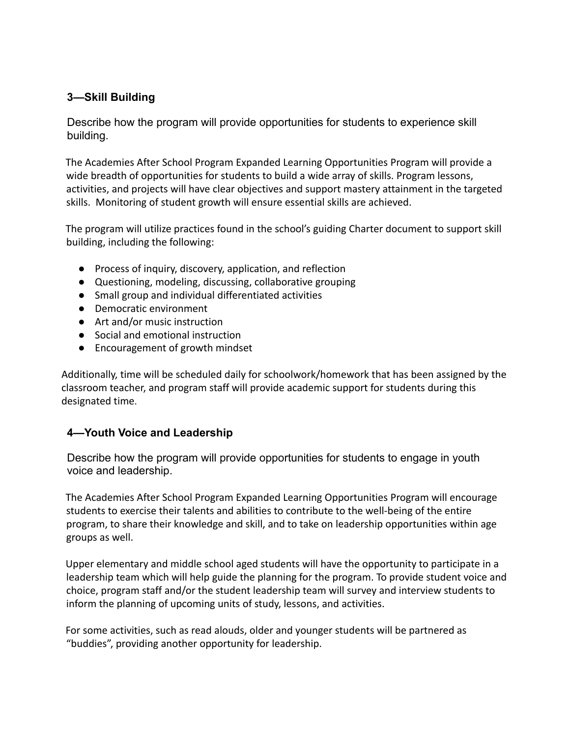### 3—Skill Building

Describe how the program will provide opportunities for students to experience skill building.

The Academies After School Program Expanded Learning Opportunities Program will provide a wide breadth of opportunities for students to build a wide array of skills. Program lessons, activities, and projects will have clear objectives and support mastery attainment in the targeted skills. Monitoring of student growth will ensure essential skills are achieved.

The program will utilize practices found in the school's guiding Charter document to support skill building, including the following:

- Process of inquiry, discovery, application, and reflection
- Questioning, modeling, discussing, collaborative grouping
- Small group and individual differentiated activities
- Democratic environment
- Art and/or music instruction
- Social and emotional instruction
- Encouragement of growth mindset

Additionally, time will be scheduled daily for schoolwork/homework that has been assigned by the classroom teacher, and program staff will provide academic support for students during this designated time.

### 4—Youth Voice and Leadership

Describe how the program will provide opportunities for students to engage in youth voice and leadership.

The Academies After School Program Expanded Learning Opportunities Program will encourage students to exercise their talents and abilities to contribute to the well-being of the entire program, to share their knowledge and skill, and to take on leadership opportunities within age groups as well.

Upper elementary and middle school aged students will have the opportunity to participate in a leadership team which will help guide the planning for the program. To provide student voice and choice, program staff and/or the student leadership team will survey and interview students to inform the planning of upcoming units of study, lessons, and activities.

For some activities, such as read alouds, older and younger students will be partnered as "buddies", providing another opportunity for leadership.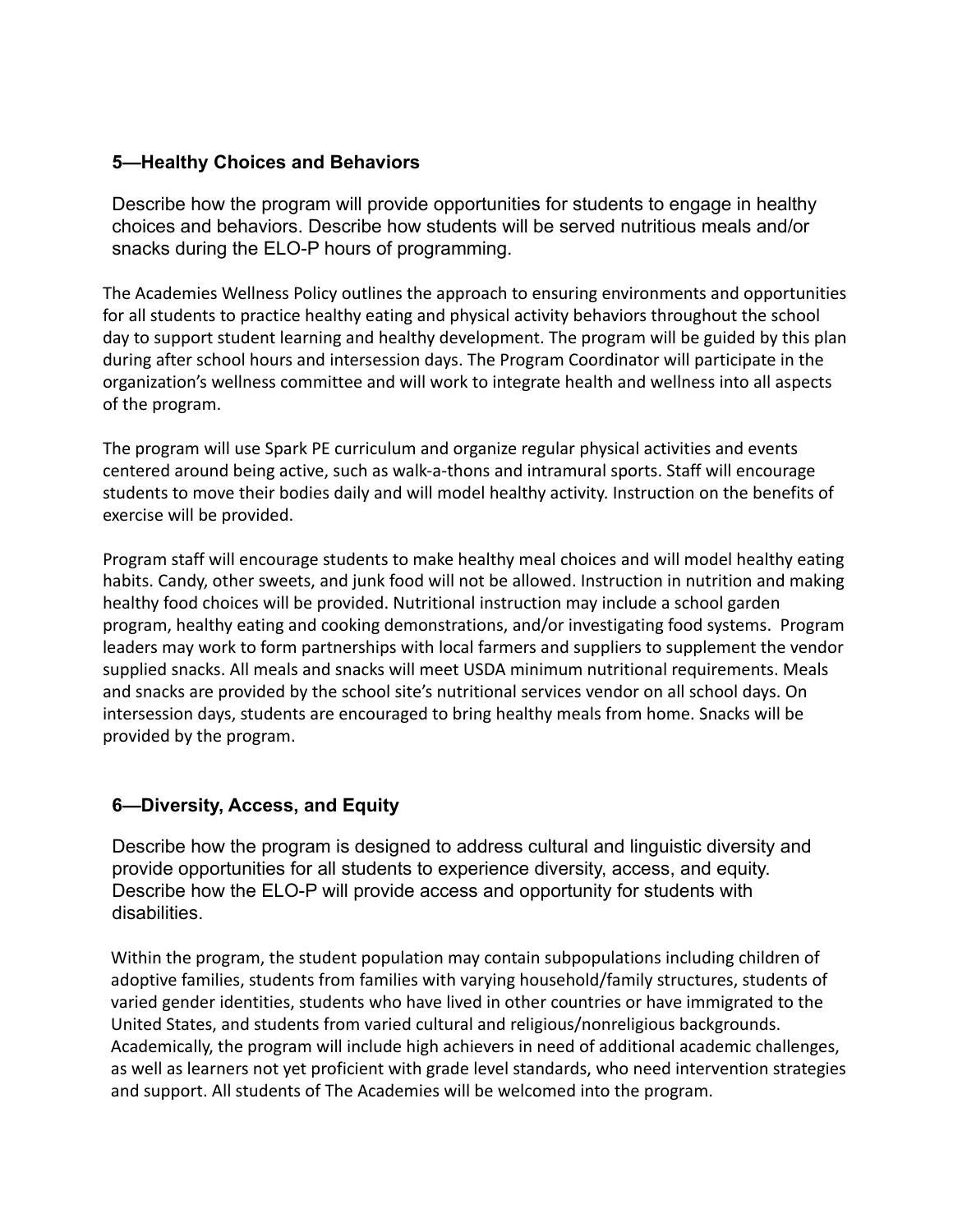## 5—Healthy Choices and Behaviors

Describe how the program will provide opportunities for students to engage in healthy choices and behaviors. Describe how students will be served nutritious meals and/or snacks during the ELO-P hours of programming.

The Academies Wellness Policy outlines the approach to ensuring environments and opportunities for all students to practice healthy eating and physical activity behaviors throughout the school day to support student learning and healthy development. The program will be guided by this plan during after school hours and intersession days. The Program Coordinator will participate in the organization's wellness committee and will work to integrate health and wellness into all aspects of the program.

The program will use Spark PE curriculum and organize regular physical activities and events centered around being active, such as walk-a-thons and intramural sports. Staff will encourage students to move their bodies daily and will model healthy activity. Instruction on the benefits of exercise will be provided.

Program staff will encourage students to make healthy meal choices and will model healthy eating habits. Candy, other sweets, and junk food will not be allowed. Instruction in nutrition and making healthy food choices will be provided. Nutritional instruction may include a school garden program, healthy eating and cooking demonstrations, and/or investigating food systems. Program leaders may work to form partnerships with local farmers and suppliers to supplement the vendor supplied snacks. All meals and snacks will meet USDA minimum nutritional requirements. Meals and snacks are provided by the school site's nutritional services vendor on all school days. On intersession days, students are encouraged to bring healthy meals from home. Snacks will be provided by the program.

## 6—Diversity, Access, and Equity

Describe how the program is designed to address cultural and linguistic diversity and provide opportunities for all students to experience diversity, access, and equity. Describe how the ELO-P will provide access and opportunity for students with disabilities.

Within the program, the student population may contain subpopulations including children of adoptive families, students from families with varying household/family structures, students of varied gender identities, students who have lived in other countries or have immigrated to the United States, and students from varied cultural and religious/nonreligious backgrounds. Academically, the program will include high achievers in need of additional academic challenges, as well as learners not yet proficient with grade level standards, who need intervention strategies and support. All students of The Academies will be welcomed into the program.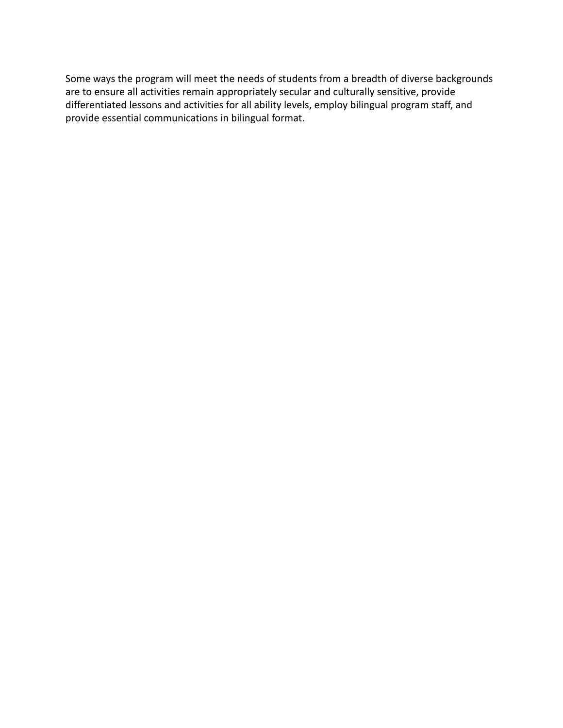Some ways the program will meet the needs of students from a breadth of diverse backgrounds are to ensure all activities remain appropriately secular and culturally sensitive, provide differentiated lessons and activities for all ability levels, employ bilingual program staff, and provide essential communications in bilingual format.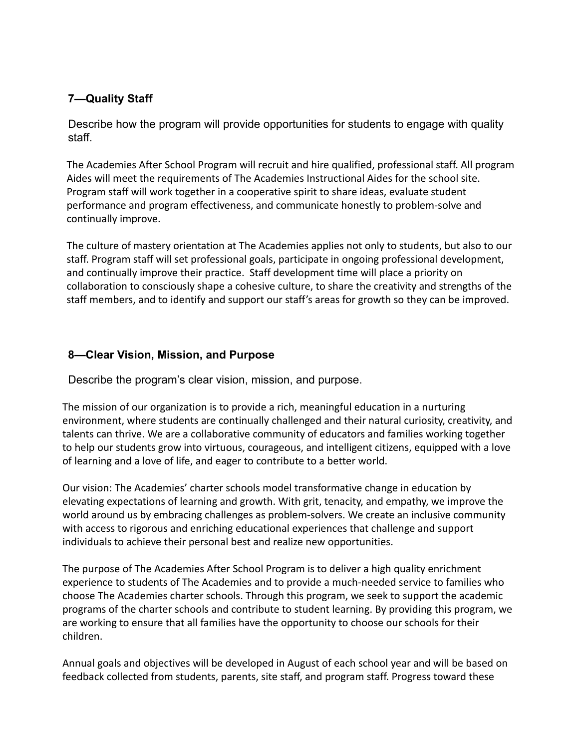### 7—Quality Staff

Describe how the program will provide opportunities for students to engage with quality staff.

The Academies After School Program will recruit and hire qualified, professional staff. All program Aides will meet the requirements of The Academies Instructional Aides for the school site. Program staff will work together in a cooperative spirit to share ideas, evaluate student performance and program effectiveness, and communicate honestly to problem-solve and continually improve.

The culture of mastery orientation at The Academies applies not only to students, but also to our staff. Program staff will set professional goals, participate in ongoing professional development, and continually improve their practice. Staff development time will place a priority on collaboration to consciously shape a cohesive culture, to share the creativity and strengths of the staff members, and to identify and support our staff's areas for growth so they can be improved.

### 8—Clear Vision, Mission, and Purpose

Describe the program's clear vision, mission, and purpose.

The mission of our organization is to provide a rich, meaningful education in a nurturing environment, where students are continually challenged and their natural curiosity, creativity, and talents can thrive. We are a collaborative community of educators and families working together to help our students grow into virtuous, courageous, and intelligent citizens, equipped with a love of learning and a love of life, and eager to contribute to a better world.

Our vision: The Academies' charter schools model transformative change in education by elevating expectations of learning and growth. With grit, tenacity, and empathy, we improve the world around us by embracing challenges as problem-solvers. We create an inclusive community with access to rigorous and enriching educational experiences that challenge and support individuals to achieve their personal best and realize new opportunities.

The purpose of The Academies After School Program is to deliver a high quality enrichment experience to students of The Academies and to provide a much-needed service to families who choose The Academies charter schools. Through this program, we seek to support the academic programs of the charter schools and contribute to student learning. By providing this program, we are working to ensure that all families have the opportunity to choose our schools for their children.

Annual goals and objectives will be developed in August of each school year and will be based on feedback collected from students, parents, site staff, and program staff. Progress toward these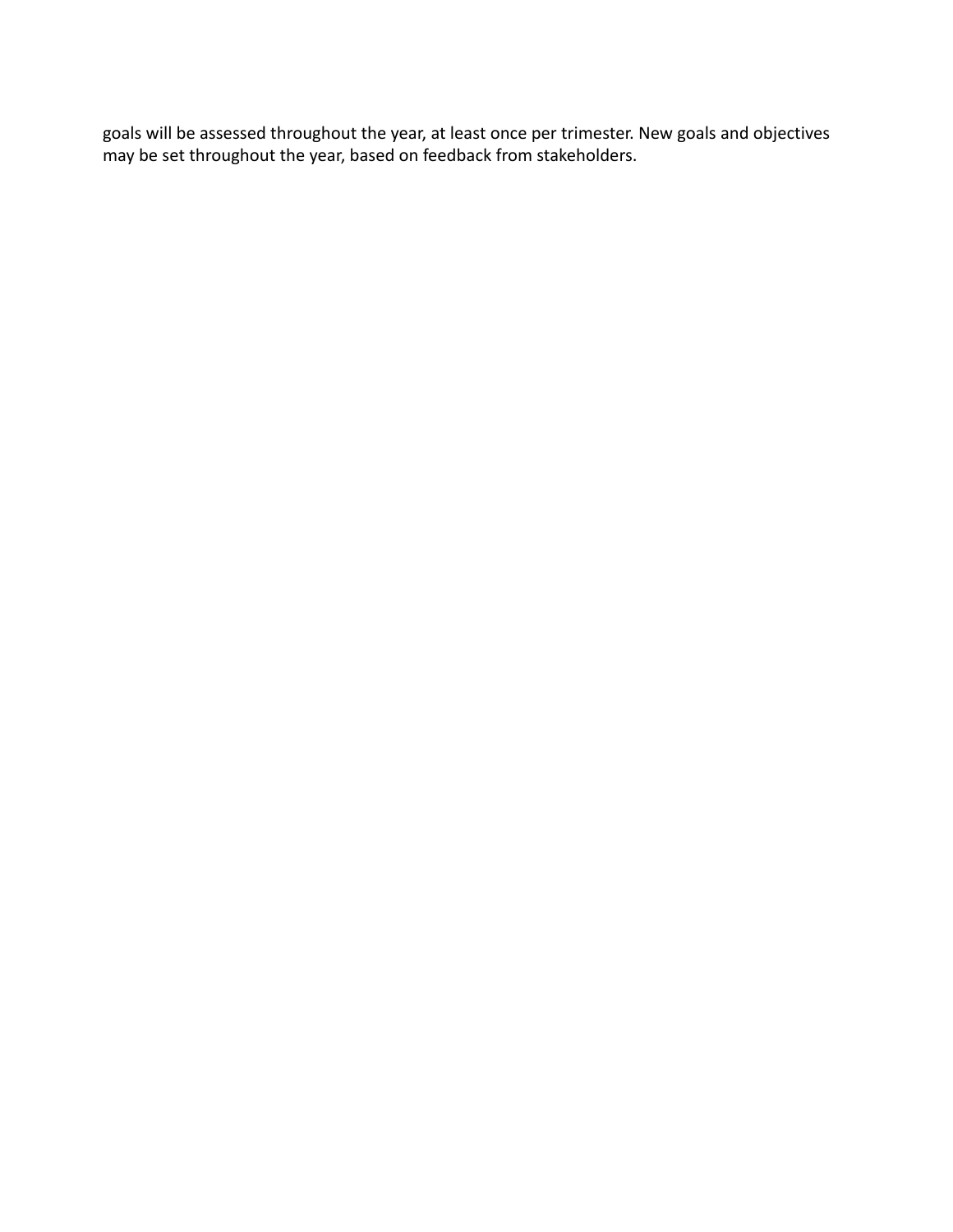goals will be assessed throughout the year, at least once per trimester. New goals and objectives may be set throughout the year, based on feedback from stakeholders.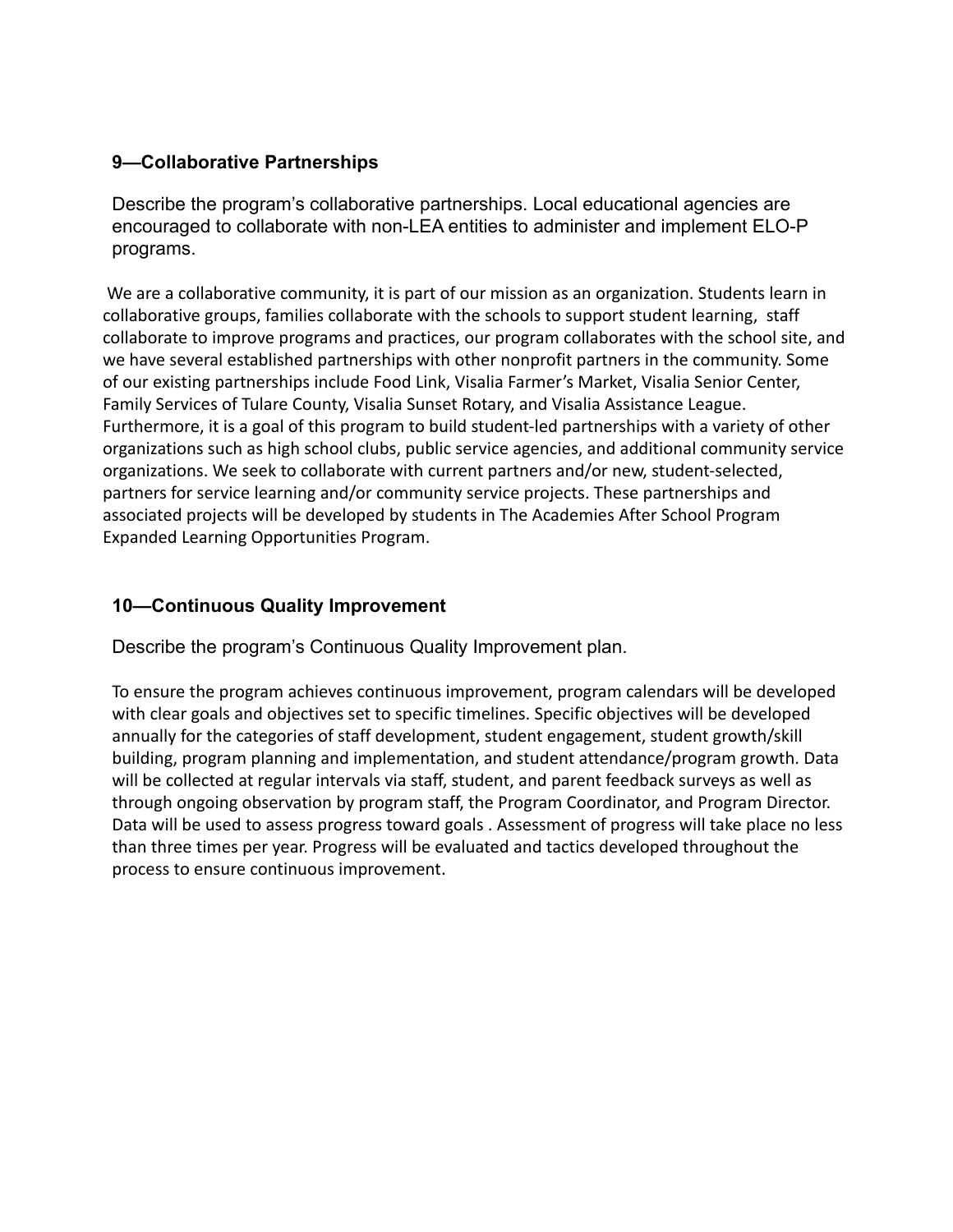## 9—Collaborative Partnerships

Describe the program's collaborative partnerships. Local educational agencies are encouraged to collaborate with non-LEA entities to administer and implement ELO-P programs.

We are a collaborative community, it is part of our mission as an organization. Students learn in collaborative groups, families collaborate with the schools to support student learning, staff collaborate to improve programs and practices, our program collaborates with the school site, and we have several established partnerships with other nonprofit partners in the community. Some of our existing partnerships include Food Link, Visalia Farmer's Market, Visalia Senior Center, Family Services of Tulare County, Visalia Sunset Rotary, and Visalia Assistance League. Furthermore, it is a goal of this program to build student-led partnerships with a variety of other organizations such as high school clubs, public service agencies, and additional community service organizations. We seek to collaborate with current partners and/or new, student-selected, partners for service learning and/or community service projects. These partnerships and associated projects will be developed by students in The Academies After School Program Expanded Learning Opportunities Program.

## 10—Continuous Quality Improvement

Describe the program's Continuous Quality Improvement plan.

To ensure the program achieves continuous improvement, program calendars will be developed with clear goals and objectives set to specific timelines. Specific objectives will be developed annually for the categories of staff development, student engagement, student growth/skill building, program planning and implementation, and student attendance/program growth. Data will be collected at regular intervals via staff, student, and parent feedback surveys as well as through ongoing observation by program staff, the Program Coordinator, and Program Director. Data will be used to assess progress toward goals . Assessment of progress will take place no less than three times per year. Progress will be evaluated and tactics developed throughout the process to ensure continuous improvement.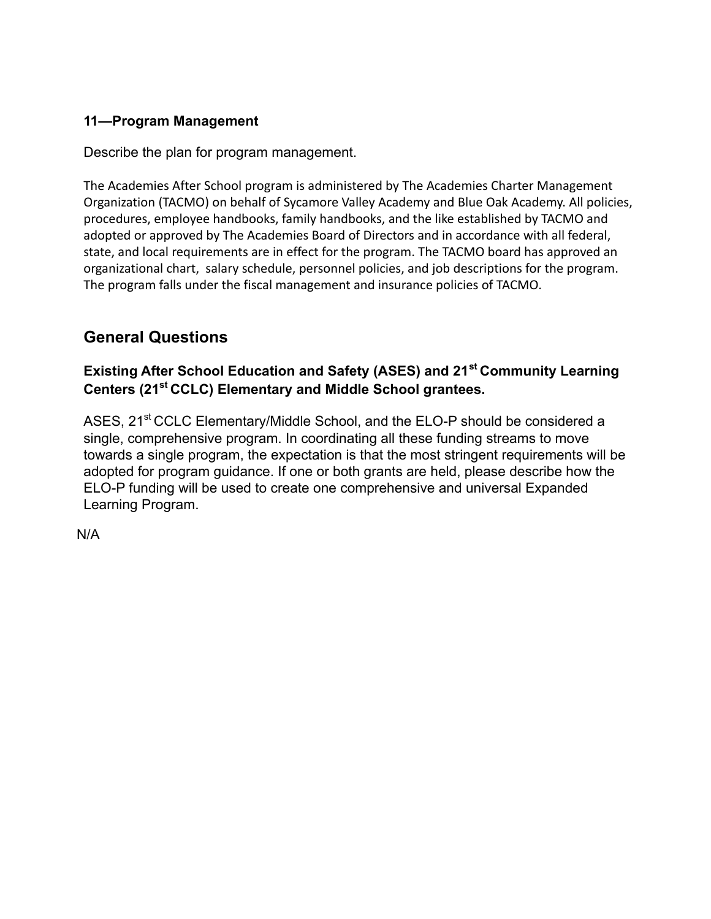### 11—Program Management

Describe the plan for program management.

The Academies After School program is administered by The Academies Charter Management Organization (TACMO) on behalf of Sycamore Valley Academy and Blue Oak Academy. All policies, procedures, employee handbooks, family handbooks, and the like established by TACMO and adopted or approved by The Academies Board of Directors and in accordance with all federal, state, and local requirements are in effect for the program. The TACMO board has approved an organizational chart, salary schedule, personnel policies, and job descriptions for the program. The program falls under the fiscal management and insurance policies of TACMO.

## General Questions

### Existing After School Education and Safety (ASES) and 21st Community Learning Centers (21st CCLC) Elementary and Middle School grantees.

ASES, 21st CCLC Elementary/Middle School, and the ELO-P should be considered a single, comprehensive program. In coordinating all these funding streams to move towards a single program, the expectation is that the most stringent requirements will be adopted for program guidance. If one or both grants are held, please describe how the ELO-P funding will be used to create one comprehensive and universal Expanded Learning Program.

N/A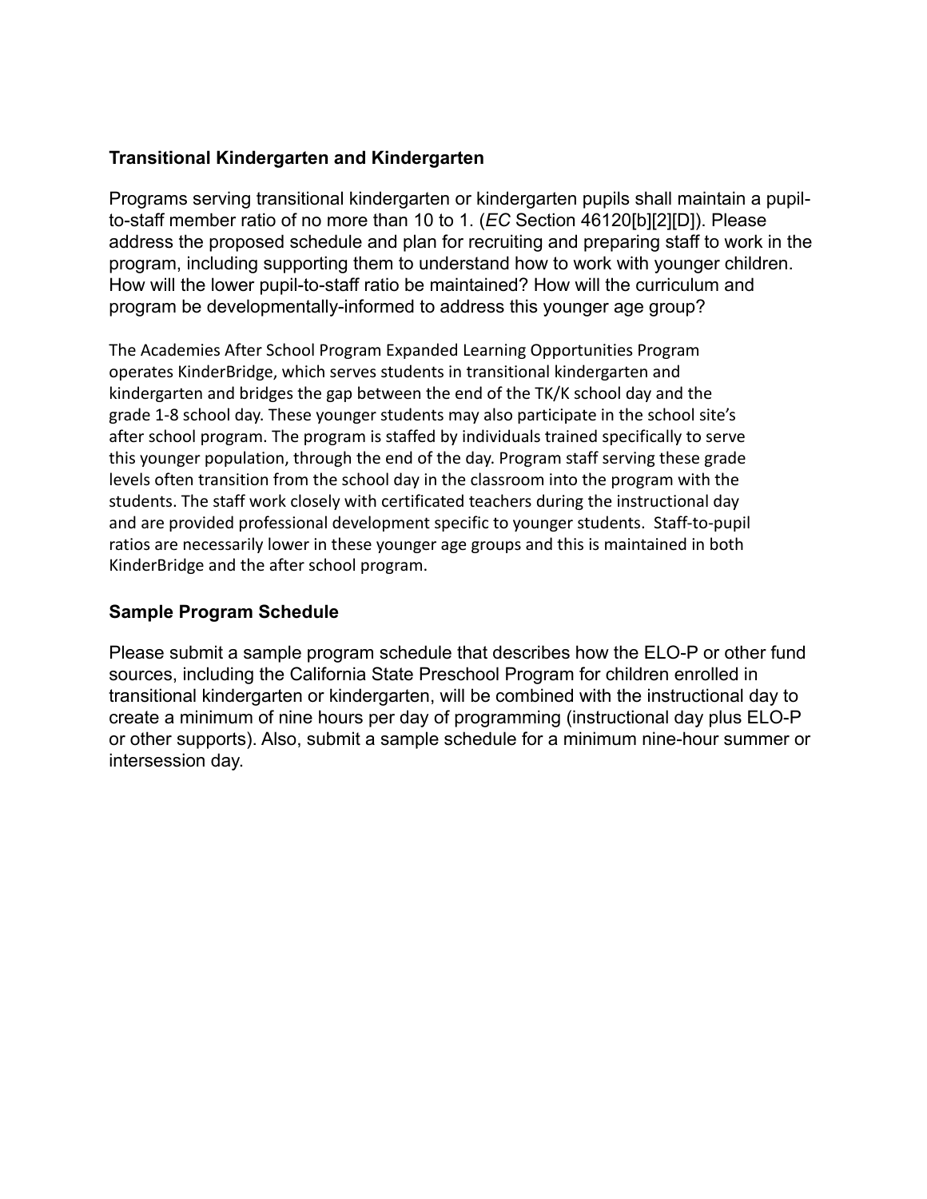### Transitional Kindergarten and Kindergarten

Programs serving transitional kindergarten or kindergarten pupils shall maintain a pupil-to-staff member ratio of no more than 10 to 1. (*EC* Section 46120[b][2][D]). Please address the proposed schedule and plan for recruiting and preparing staff to work in the program, including supporting them to understand how to work with younger children. How will the lower pupil-to-staff ratio be maintained? How will the curriculum and program be developmentally-informed to address this younger age group?

The Academies After School Program Expanded Learning Opportunities Program operates KinderBridge, which serves students in transitional kindergarten and kindergarten and bridges the gap between the end of the TK/K school day and the grade 1-8 school day. These younger students may also participate in the school site's after school program. The program is staffed by individuals trained specifically to serve this younger population, through the end of the day. Program staff serving these grade levels often transition from the school day in the classroom into the program with the students. The staff work closely with certificated teachers during the instructional day and are provided professional development specific to younger students. Staff-to-pupil ratios are necessarily lower in these younger age groups and this is maintained in both KinderBridge and the after school program.

### Sample Program Schedule

Please submit a sample program schedule that describes how the ELO-P or other fund sources, including the California State Preschool Program for children enrolled in transitional kindergarten or kindergarten, will be combined with the instructional day to create a minimum of nine hours per day of programming (instructional day plus ELO-P or other supports). Also, submit a sample schedule for a minimum nine-hour summer or intersession day.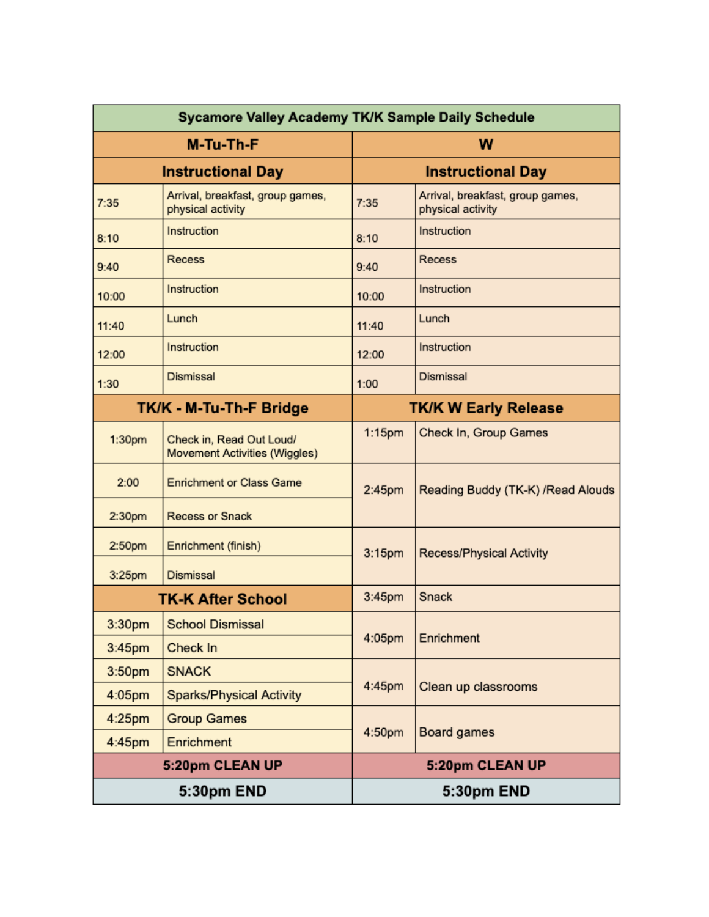| Sycamore Valley Academy TK/K Sample Daily Schedule | | | |
|---|---|---|---|
| **M-Tu-Th-F** | | **W** | |
| **Instructional Day** | | **Instructional Day** | |
| 7:35 | Arrival, breakfast, group games, physical activity | 7:35 | Arrival, breakfast, group games, physical activity |
| 8:10 | Instruction | 8:10 | Instruction |
| 9:40 | Recess | 9:40 | Recess |
| 10:00 | Instruction | 10:00 | Instruction |
| 11:40 | Lunch | 11:40 | Lunch |
| 12:00 | Instruction | 12:00 | Instruction |
| 1:30 | Dismissal | 1:00 | Dismissal |
| **TK/K - M-Tu-Th-F Bridge** | | **TK/K W Early Release** | |
| 1:30pm | Check in, Read Out Loud/ Movement Activities (Wiggles) | 1:15pm | Check In, Group Games |
| 2:00 | Enrichment or Class Game | 2:45pm | Reading Buddy (TK-K) /Read Alouds |
| 2:30pm | Recess or Snack | | |
| 2:50pm | Enrichment (finish) | 3:15pm | Recess/Physical Activity |
| 3:25pm | Dismissal | | |
| **TK-K After School** | | 3:45pm | Snack |
| 3:30pm | School Dismissal | 4:05pm | Enrichment |
| 3:45pm | Check In | | |
| 3:50pm | SNACK | 4:45pm | Clean up classrooms |
| 4:05pm | Sparks/Physical Activity | | |
| 4:25pm | Group Games | 4:50pm | Board games |
| 4:45pm | Enrichment | | |
| **5:20pm CLEAN UP** | | **5:20pm CLEAN UP** | |
| **5:30pm END** | | **5:30pm END** | |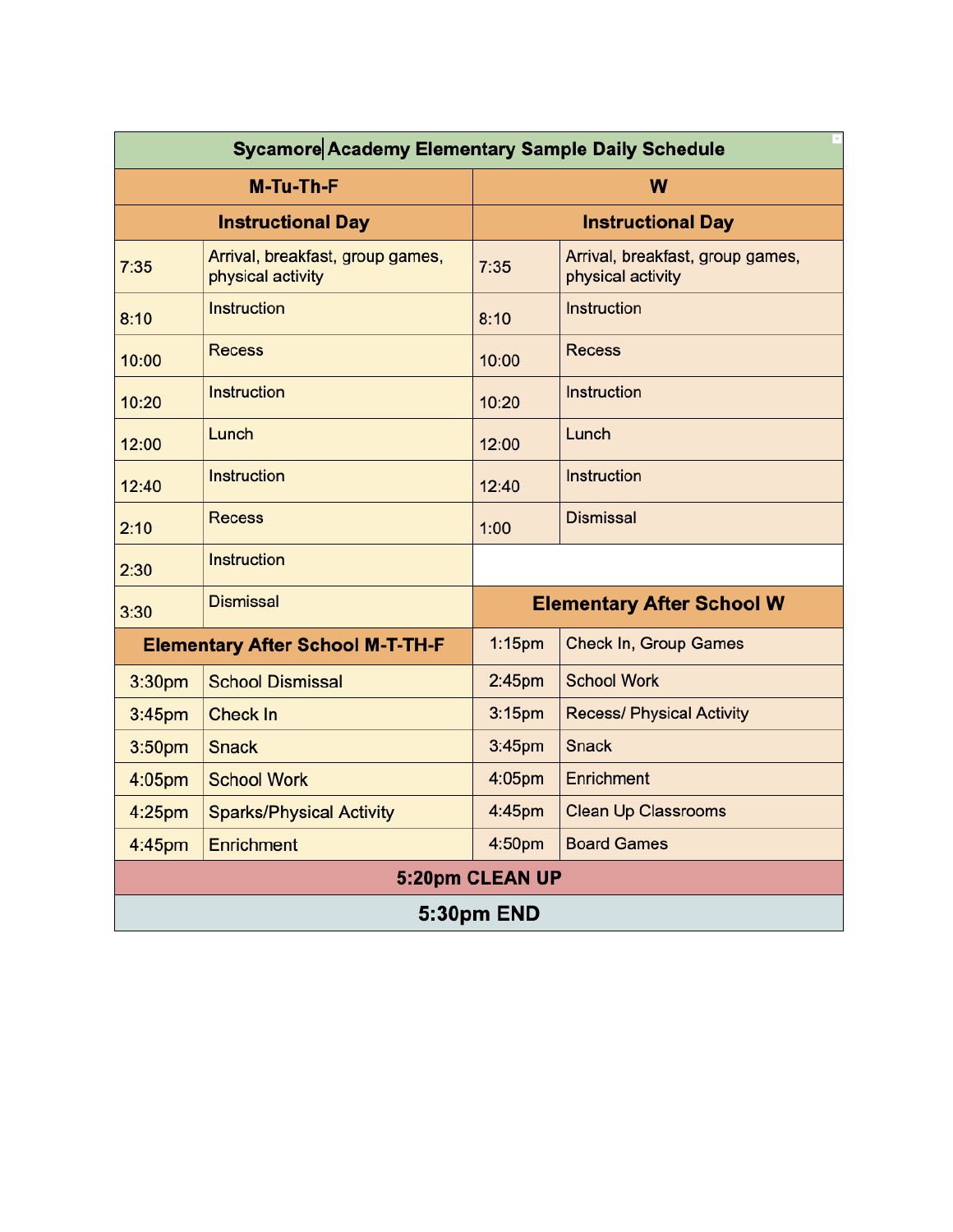| Sycamore Academy Elementary Sample Daily Schedule | | | |
|---|---|---|---|
| **M-Tu-Th-F** | | **W** | |
| **Instructional Day** | | **Instructional Day** | |
| 7:35 | Arrival, breakfast, group games, physical activity | 7:35 | Arrival, breakfast, group games, physical activity |
| 8:10 | Instruction | 8:10 | Instruction |
| 10:00 | Recess | 10:00 | Recess |
| 10:20 | Instruction | 10:20 | Instruction |
| 12:00 | Lunch | 12:00 | Lunch |
| 12:40 | Instruction | 12:40 | Instruction |
| 2:10 | Recess | 1:00 | Dismissal |
| 2:30 | Instruction | | |
| 3:30 | Dismissal | **Elementary After School W** | |
| **Elementary After School M-T-TH-F** | | 1:15pm | Check In, Group Games |
| 3:30pm | School Dismissal | 2:45pm | School Work |
| 3:45pm | Check In | 3:15pm | Recess/ Physical Activity |
| 3:50pm | Snack | 3:45pm | Snack |
| 4:05pm | School Work | 4:05pm | Enrichment |
| 4:25pm | Sparks/Physical Activity | 4:45pm | Clean Up Classrooms |
| 4:45pm | Enrichment | 4:50pm | Board Games |
| **5:20pm CLEAN UP** | | | |
| **5:30pm END** | | | |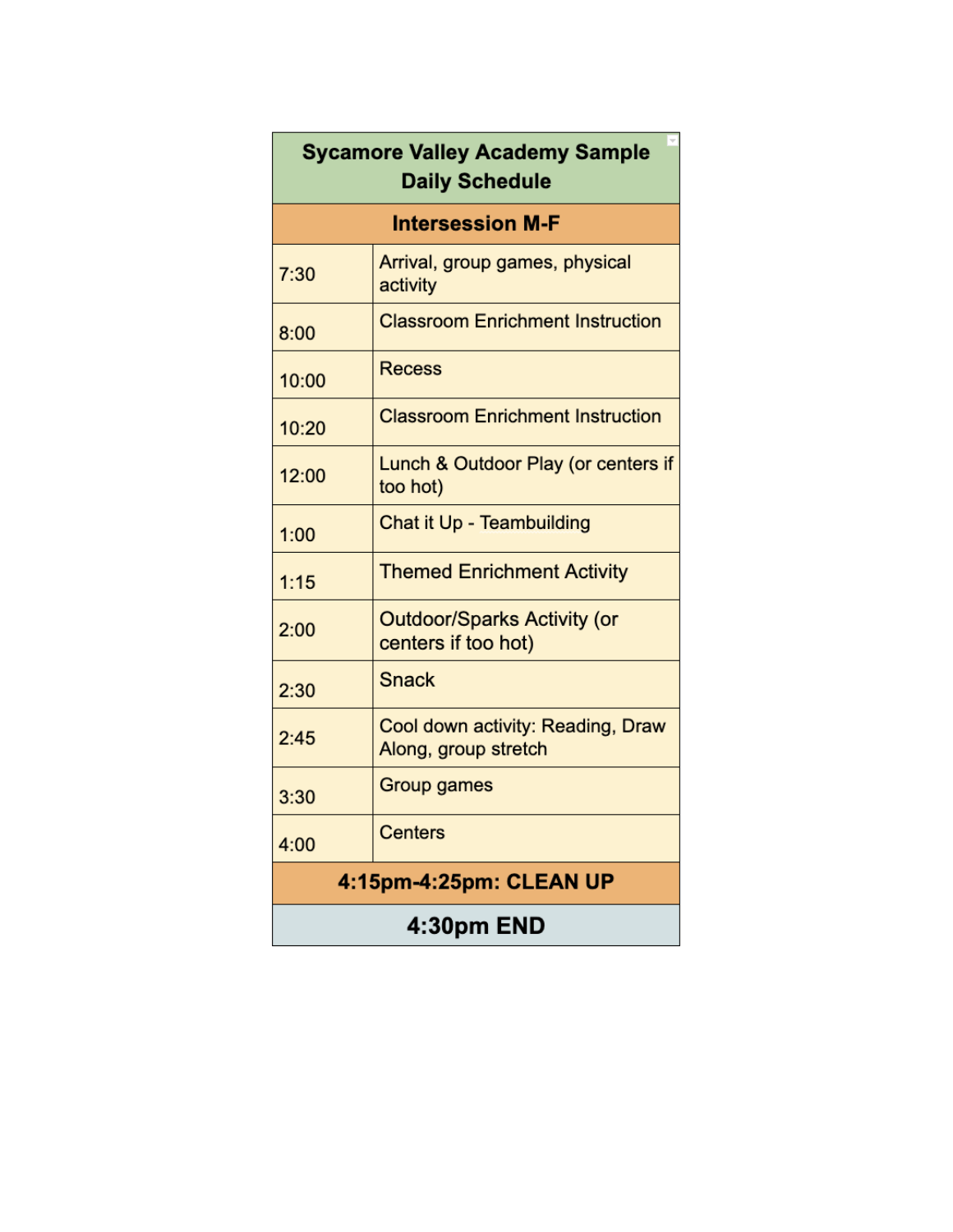| Sycamore Valley Academy Sample Daily Schedule | |
|---|---|
| **Intersession M-F** | |
| 7:30 | Arrival, group games, physical activity |
| 8:00 | Classroom Enrichment Instruction |
| 10:00 | Recess |
| 10:20 | Classroom Enrichment Instruction |
| 12:00 | Lunch & Outdoor Play (or centers if too hot) |
| 1:00 | Chat it Up - Teambuilding |
| 1:15 | Themed Enrichment Activity |
| 2:00 | Outdoor/Sparks Activity (or centers if too hot) |
| 2:30 | Snack |
| 2:45 | Cool down activity: Reading, Draw Along, group stretch |
| 3:30 | Group games |
| 4:00 | Centers |
| **4:15pm-4:25pm: CLEAN UP** | |
| **4:30pm END** | |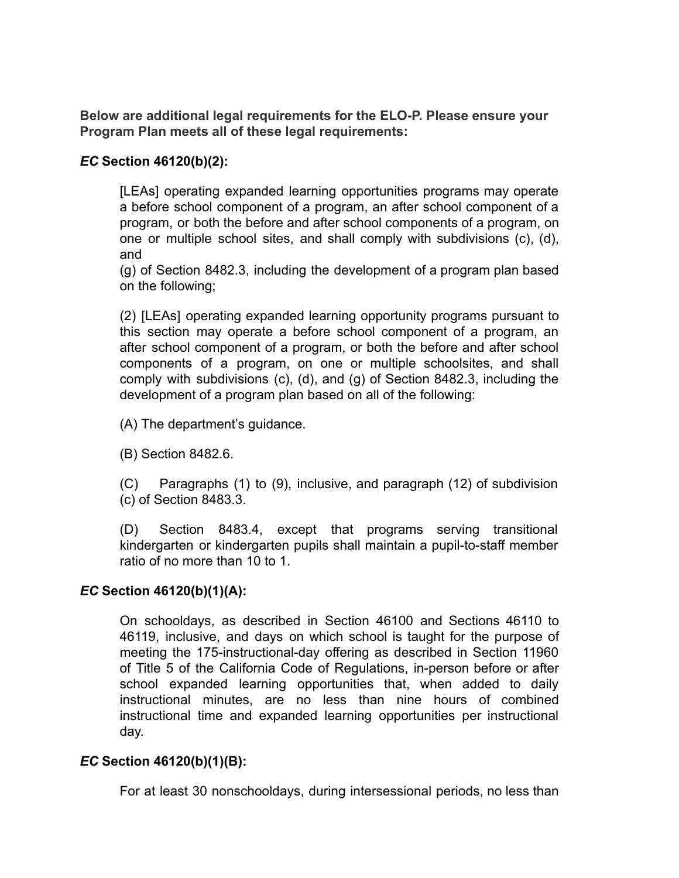**Below are additional legal requirements for the ELO-P. Please ensure your Program Plan meets all of these legal requirements:**

### *EC* Section 46120(b)(2):

> [LEAs] operating expanded learning opportunities programs may operate a before school component of a program, an after school component of a program, or both the before and after school components of a program, on one or multiple school sites, and shall comply with subdivisions (c), (d), and
> (g) of Section 8482.3, including the development of a program plan based on the following;
>
> (2) [LEAs] operating expanded learning opportunity programs pursuant to this section may operate a before school component of a program, an after school component of a program, or both the before and after school components of a program, on one or multiple schoolsites, and shall comply with subdivisions (c), (d), and (g) of Section 8482.3, including the development of a program plan based on all of the following:
>
> (A) The department's guidance.
>
> (B) Section 8482.6.
>
> (C) Paragraphs (1) to (9), inclusive, and paragraph (12) of subdivision (c) of Section 8483.3.
>
> (D) Section 8483.4, except that programs serving transitional kindergarten or kindergarten pupils shall maintain a pupil-to-staff member ratio of no more than 10 to 1.

### *EC* Section 46120(b)(1)(A):

> On schooldays, as described in Section 46100 and Sections 46110 to 46119, inclusive, and days on which school is taught for the purpose of meeting the 175-instructional-day offering as described in Section 11960 of Title 5 of the California Code of Regulations, in-person before or after school expanded learning opportunities that, when added to daily instructional minutes, are no less than nine hours of combined instructional time and expanded learning opportunities per instructional day.

### *EC* Section 46120(b)(1)(B):

> For at least 30 nonschooldays, during intersessional periods, no less than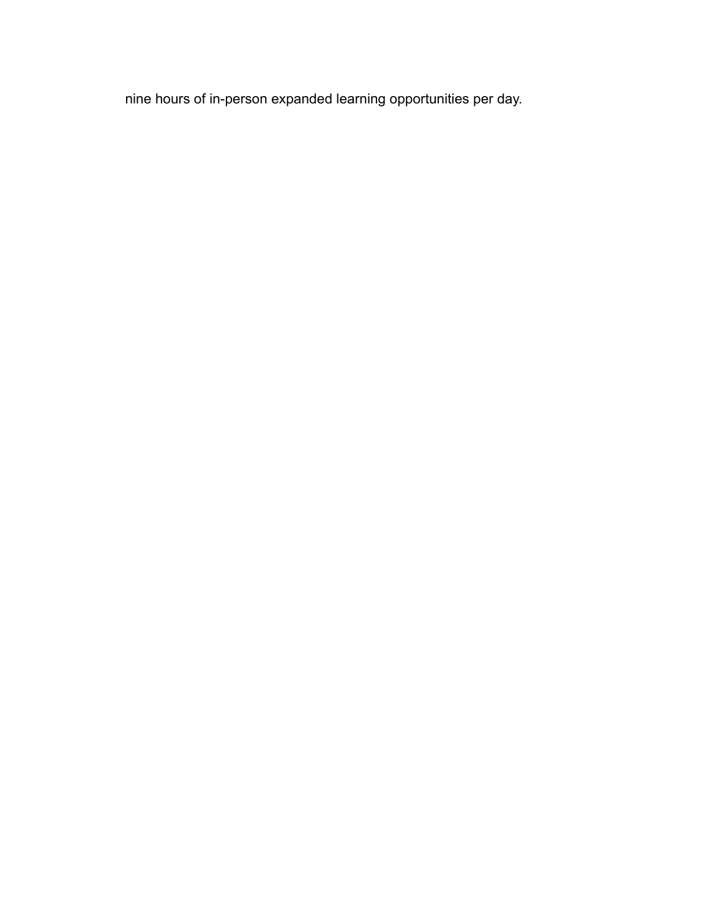nine hours of in-person expanded learning opportunities per day.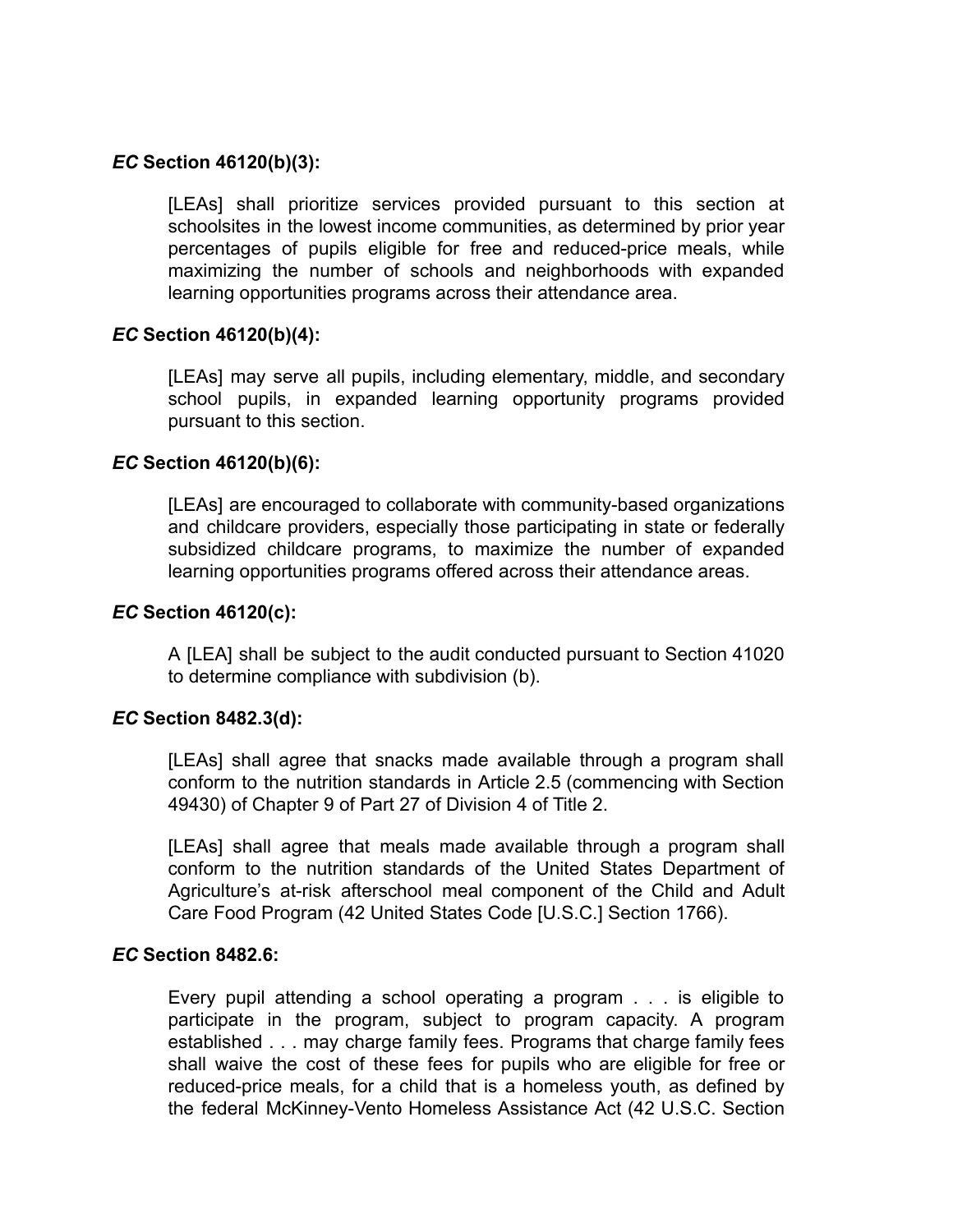***EC* Section 46120(b)(3):**

> [LEAs] shall prioritize services provided pursuant to this section at schoolsites in the lowest income communities, as determined by prior year percentages of pupils eligible for free and reduced-price meals, while maximizing the number of schools and neighborhoods with expanded learning opportunities programs across their attendance area.

***EC* Section 46120(b)(4):**

> [LEAs] may serve all pupils, including elementary, middle, and secondary school pupils, in expanded learning opportunity programs provided pursuant to this section.

***EC* Section 46120(b)(6):**

> [LEAs] are encouraged to collaborate with community-based organizations and childcare providers, especially those participating in state or federally subsidized childcare programs, to maximize the number of expanded learning opportunities programs offered across their attendance areas.

***EC* Section 46120(c):**

> A [LEA] shall be subject to the audit conducted pursuant to Section 41020 to determine compliance with subdivision (b).

***EC* Section 8482.3(d):**

> [LEAs] shall agree that snacks made available through a program shall conform to the nutrition standards in Article 2.5 (commencing with Section 49430) of Chapter 9 of Part 27 of Division 4 of Title 2.
>
> [LEAs] shall agree that meals made available through a program shall conform to the nutrition standards of the United States Department of Agriculture's at-risk afterschool meal component of the Child and Adult Care Food Program (42 United States Code [U.S.C.] Section 1766).

***EC* Section 8482.6:**

> Every pupil attending a school operating a program . . . is eligible to participate in the program, subject to program capacity. A program established . . . may charge family fees. Programs that charge family fees shall waive the cost of these fees for pupils who are eligible for free or reduced-price meals, for a child that is a homeless youth, as defined by the federal McKinney-Vento Homeless Assistance Act (42 U.S.C. Section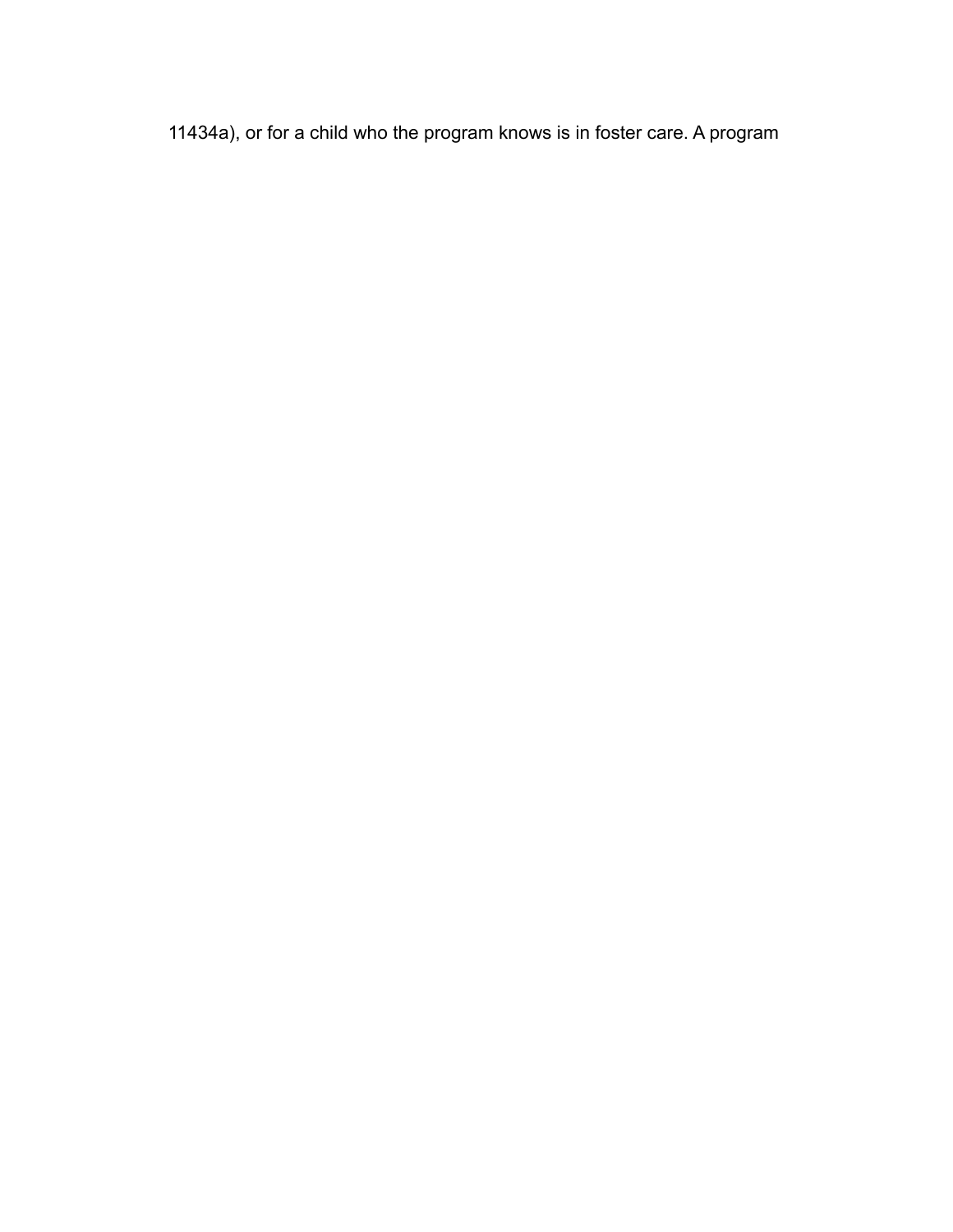11434a), or for a child who the program knows is in foster care. A program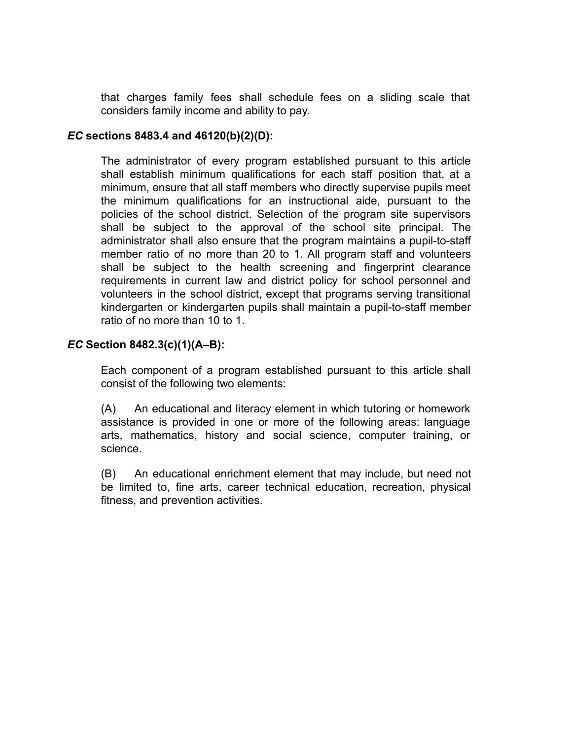that charges family fees shall schedule fees on a sliding scale that considers family income and ability to pay.

***EC* sections 8483.4 and 46120(b)(2)(D):**

> The administrator of every program established pursuant to this article shall establish minimum qualifications for each staff position that, at a minimum, ensure that all staff members who directly supervise pupils meet the minimum qualifications for an instructional aide, pursuant to the policies of the school district. Selection of the program site supervisors shall be subject to the approval of the school site principal. The administrator shall also ensure that the program maintains a pupil-to-staff member ratio of no more than 20 to 1. All program staff and volunteers shall be subject to the health screening and fingerprint clearance requirements in current law and district policy for school personnel and volunteers in the school district, except that programs serving transitional kindergarten or kindergarten pupils shall maintain a pupil-to-staff member ratio of no more than 10 to 1.

***EC* Section 8482.3(c)(1)(A–B):**

> Each component of a program established pursuant to this article shall consist of the following two elements:
>
> (A) An educational and literacy element in which tutoring or homework assistance is provided in one or more of the following areas: language arts, mathematics, history and social science, computer training, or science.
>
> (B) An educational enrichment element that may include, but need not be limited to, fine arts, career technical education, recreation, physical fitness, and prevention activities.